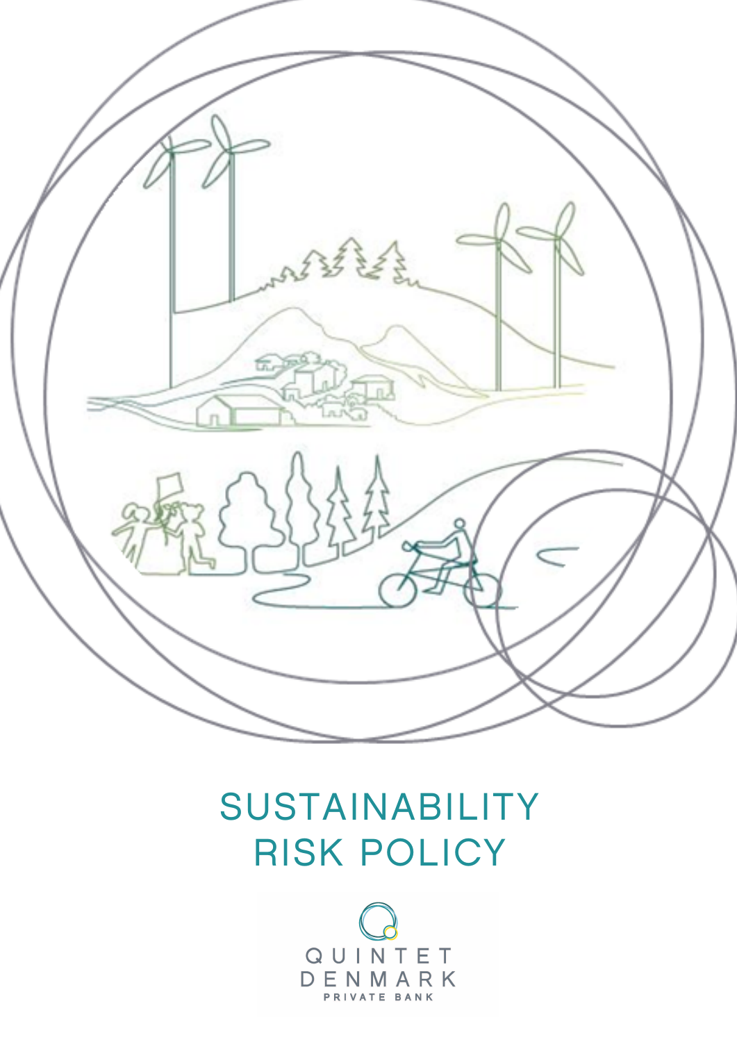# SUSTAINABILITY RISK POLICY

QUINTET
DENMARK
PRIVATE BANK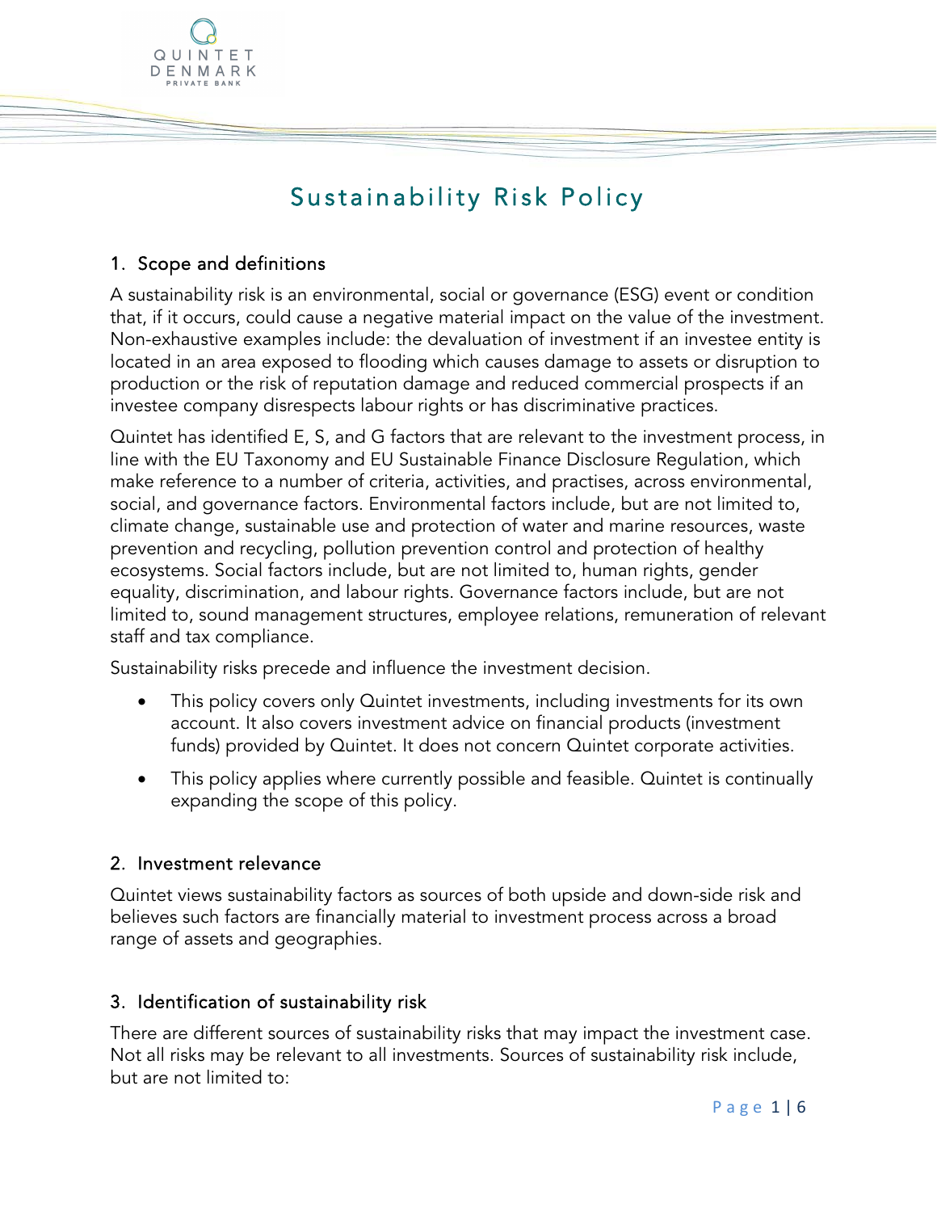# Sustainability Risk Policy

## 1. Scope and definitions

A sustainability risk is an environmental, social or governance (ESG) event or condition that, if it occurs, could cause a negative material impact on the value of the investment. Non-exhaustive examples include: the devaluation of investment if an investee entity is located in an area exposed to flooding which causes damage to assets or disruption to production or the risk of reputation damage and reduced commercial prospects if an investee company disrespects labour rights or has discriminative practices.

Quintet has identified E, S, and G factors that are relevant to the investment process, in line with the EU Taxonomy and EU Sustainable Finance Disclosure Regulation, which make reference to a number of criteria, activities, and practises, across environmental, social, and governance factors. Environmental factors include, but are not limited to, climate change, sustainable use and protection of water and marine resources, waste prevention and recycling, pollution prevention control and protection of healthy ecosystems. Social factors include, but are not limited to, human rights, gender equality, discrimination, and labour rights. Governance factors include, but are not limited to, sound management structures, employee relations, remuneration of relevant staff and tax compliance.

Sustainability risks precede and influence the investment decision.

- This policy covers only Quintet investments, including investments for its own account. It also covers investment advice on financial products (investment funds) provided by Quintet. It does not concern Quintet corporate activities.
- This policy applies where currently possible and feasible. Quintet is continually expanding the scope of this policy.

## 2. Investment relevance

Quintet views sustainability factors as sources of both upside and down-side risk and believes such factors are financially material to investment process across a broad range of assets and geographies.

## 3. Identification of sustainability risk

There are different sources of sustainability risks that may impact the investment case. Not all risks may be relevant to all investments. Sources of sustainability risk include, but are not limited to: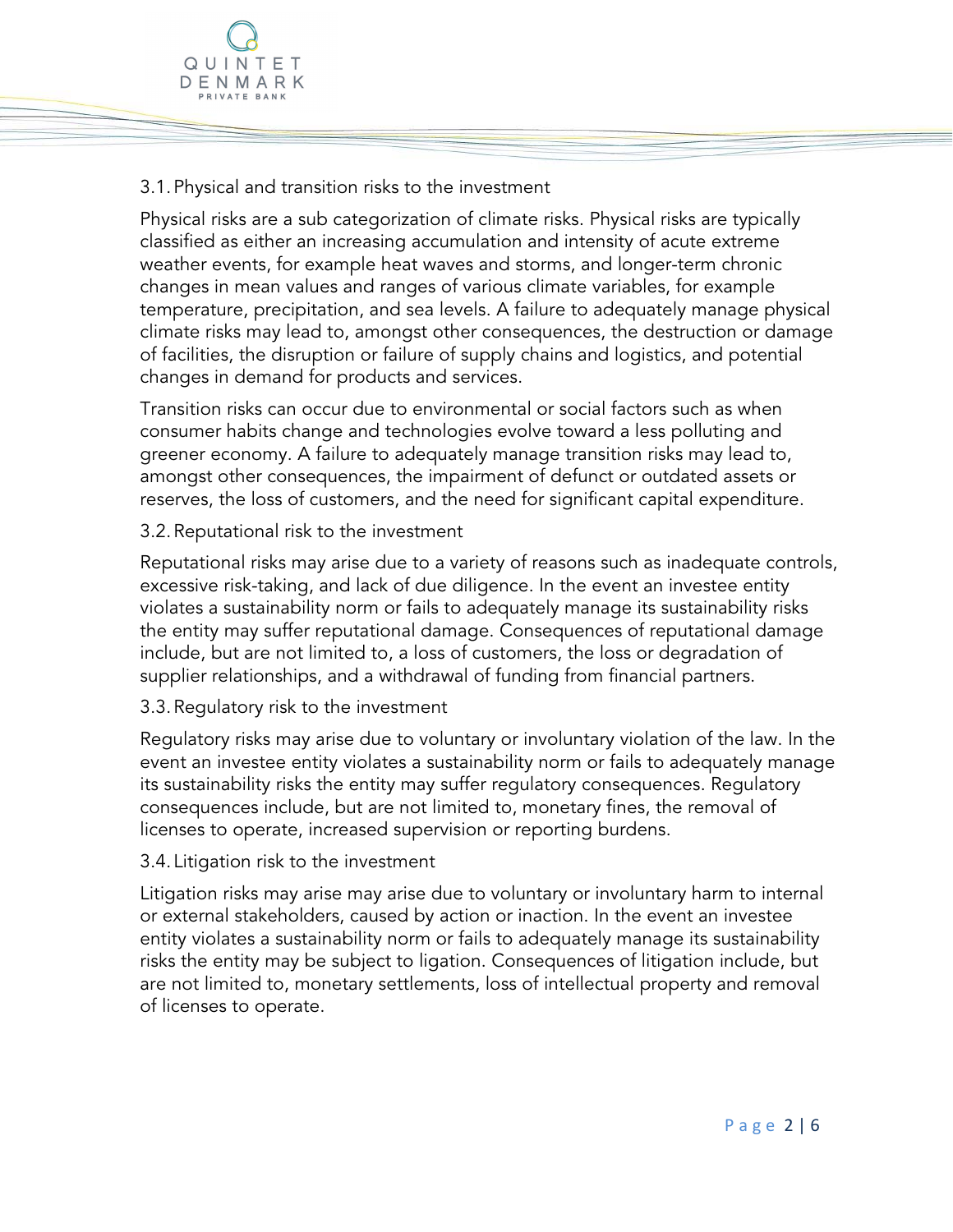### 3.1. Physical and transition risks to the investment

Physical risks are a sub categorization of climate risks. Physical risks are typically classified as either an increasing accumulation and intensity of acute extreme weather events, for example heat waves and storms, and longer-term chronic changes in mean values and ranges of various climate variables, for example temperature, precipitation, and sea levels. A failure to adequately manage physical climate risks may lead to, amongst other consequences, the destruction or damage of facilities, the disruption or failure of supply chains and logistics, and potential changes in demand for products and services.

Transition risks can occur due to environmental or social factors such as when consumer habits change and technologies evolve toward a less polluting and greener economy. A failure to adequately manage transition risks may lead to, amongst other consequences, the impairment of defunct or outdated assets or reserves, the loss of customers, and the need for significant capital expenditure.

### 3.2. Reputational risk to the investment

Reputational risks may arise due to a variety of reasons such as inadequate controls, excessive risk-taking, and lack of due diligence. In the event an investee entity violates a sustainability norm or fails to adequately manage its sustainability risks the entity may suffer reputational damage. Consequences of reputational damage include, but are not limited to, a loss of customers, the loss or degradation of supplier relationships, and a withdrawal of funding from financial partners.

### 3.3. Regulatory risk to the investment

Regulatory risks may arise due to voluntary or involuntary violation of the law. In the event an investee entity violates a sustainability norm or fails to adequately manage its sustainability risks the entity may suffer regulatory consequences. Regulatory consequences include, but are not limited to, monetary fines, the removal of licenses to operate, increased supervision or reporting burdens.

### 3.4. Litigation risk to the investment

Litigation risks may arise may arise due to voluntary or involuntary harm to internal or external stakeholders, caused by action or inaction. In the event an investee entity violates a sustainability norm or fails to adequately manage its sustainability risks the entity may be subject to ligation. Consequences of litigation include, but are not limited to, monetary settlements, loss of intellectual property and removal of licenses to operate.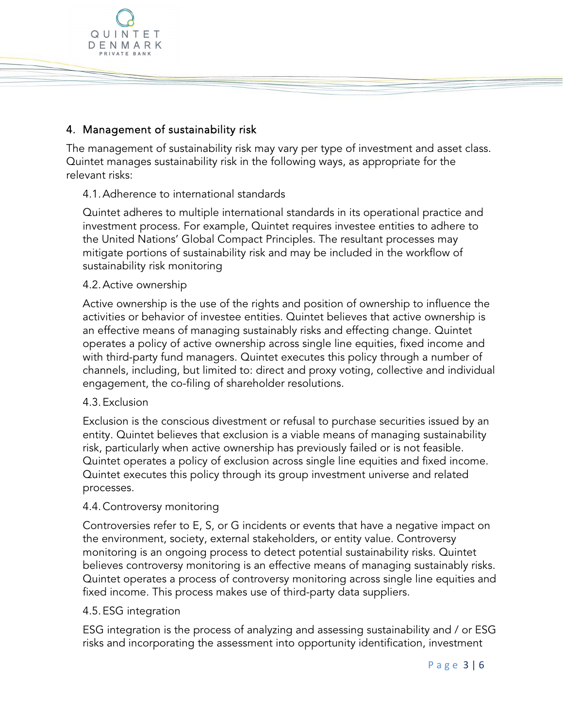## 4. Management of sustainability risk

The management of sustainability risk may vary per type of investment and asset class. Quintet manages sustainability risk in the following ways, as appropriate for the relevant risks:

### 4.1. Adherence to international standards

Quintet adheres to multiple international standards in its operational practice and investment process. For example, Quintet requires investee entities to adhere to the United Nations' Global Compact Principles. The resultant processes may mitigate portions of sustainability risk and may be included in the workflow of sustainability risk monitoring

### 4.2. Active ownership

Active ownership is the use of the rights and position of ownership to influence the activities or behavior of investee entities. Quintet believes that active ownership is an effective means of managing sustainably risks and effecting change. Quintet operates a policy of active ownership across single line equities, fixed income and with third-party fund managers. Quintet executes this policy through a number of channels, including, but limited to: direct and proxy voting, collective and individual engagement, the co-filing of shareholder resolutions.

### 4.3. Exclusion

Exclusion is the conscious divestment or refusal to purchase securities issued by an entity. Quintet believes that exclusion is a viable means of managing sustainability risk, particularly when active ownership has previously failed or is not feasible. Quintet operates a policy of exclusion across single line equities and fixed income. Quintet executes this policy through its group investment universe and related processes.

### 4.4. Controversy monitoring

Controversies refer to E, S, or G incidents or events that have a negative impact on the environment, society, external stakeholders, or entity value. Controversy monitoring is an ongoing process to detect potential sustainability risks. Quintet believes controversy monitoring is an effective means of managing sustainably risks. Quintet operates a process of controversy monitoring across single line equities and fixed income. This process makes use of third-party data suppliers.

### 4.5. ESG integration

ESG integration is the process of analyzing and assessing sustainability and / or ESG risks and incorporating the assessment into opportunity identification, investment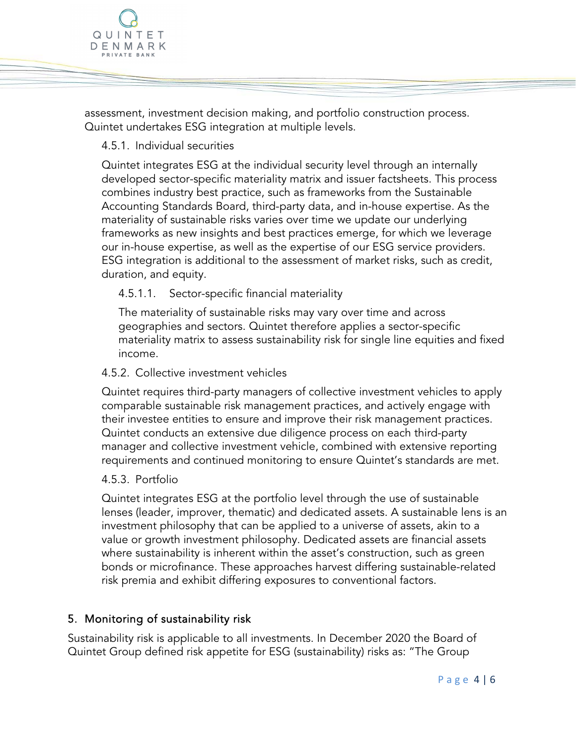assessment, investment decision making, and portfolio construction process. Quintet undertakes ESG integration at multiple levels.

### 4.5.1. Individual securities

Quintet integrates ESG at the individual security level through an internally developed sector-specific materiality matrix and issuer factsheets. This process combines industry best practice, such as frameworks from the Sustainable Accounting Standards Board, third-party data, and in-house expertise. As the materiality of sustainable risks varies over time we update our underlying frameworks as new insights and best practices emerge, for which we leverage our in-house expertise, as well as the expertise of our ESG service providers. ESG integration is additional to the assessment of market risks, such as credit, duration, and equity.

#### 4.5.1.1. Sector-specific financial materiality

The materiality of sustainable risks may vary over time and across geographies and sectors. Quintet therefore applies a sector-specific materiality matrix to assess sustainability risk for single line equities and fixed income.

### 4.5.2. Collective investment vehicles

Quintet requires third-party managers of collective investment vehicles to apply comparable sustainable risk management practices, and actively engage with their investee entities to ensure and improve their risk management practices. Quintet conducts an extensive due diligence process on each third-party manager and collective investment vehicle, combined with extensive reporting requirements and continued monitoring to ensure Quintet's standards are met.

### 4.5.3. Portfolio

Quintet integrates ESG at the portfolio level through the use of sustainable lenses (leader, improver, thematic) and dedicated assets. A sustainable lens is an investment philosophy that can be applied to a universe of assets, akin to a value or growth investment philosophy. Dedicated assets are financial assets where sustainability is inherent within the asset's construction, such as green bonds or microfinance. These approaches harvest differing sustainable-related risk premia and exhibit differing exposures to conventional factors.

## 5. Monitoring of sustainability risk

Sustainability risk is applicable to all investments. In December 2020 the Board of Quintet Group defined risk appetite for ESG (sustainability) risks as: "The Group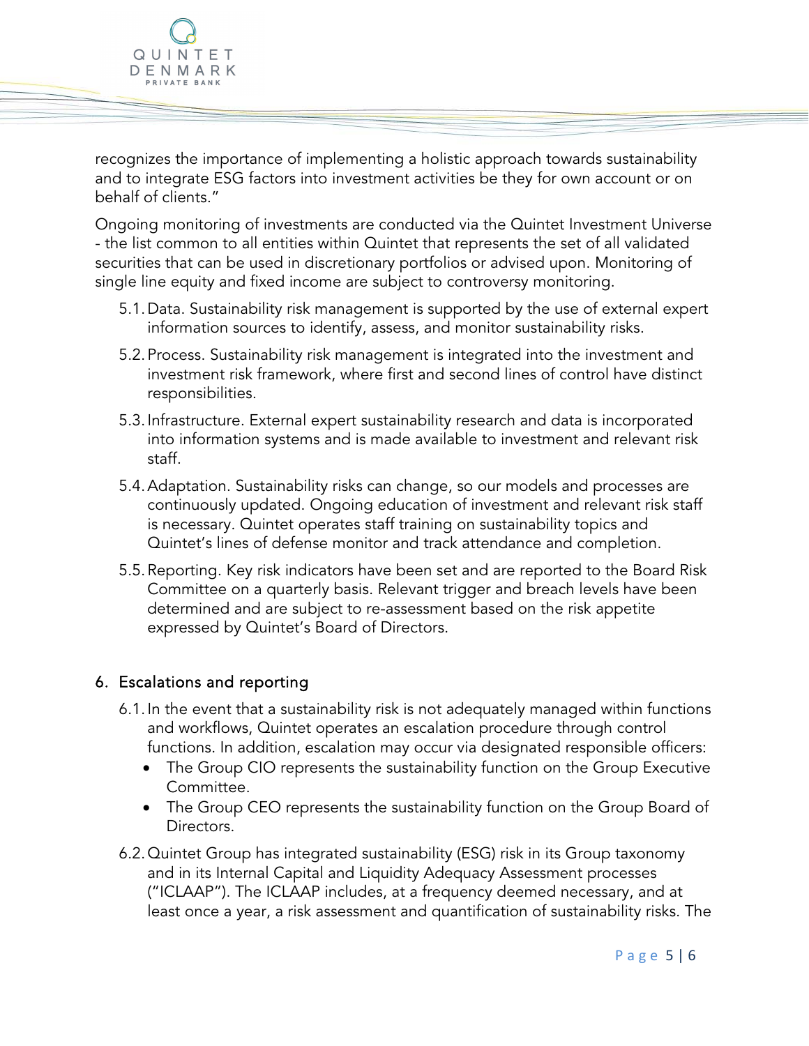recognizes the importance of implementing a holistic approach towards sustainability and to integrate ESG factors into investment activities be they for own account or on behalf of clients."

Ongoing monitoring of investments are conducted via the Quintet Investment Universe - the list common to all entities within Quintet that represents the set of all validated securities that can be used in discretionary portfolios or advised upon. Monitoring of single line equity and fixed income are subject to controversy monitoring.

5.1. Data. Sustainability risk management is supported by the use of external expert information sources to identify, assess, and monitor sustainability risks.

5.2. Process. Sustainability risk management is integrated into the investment and investment risk framework, where first and second lines of control have distinct responsibilities.

5.3. Infrastructure. External expert sustainability research and data is incorporated into information systems and is made available to investment and relevant risk staff.

5.4. Adaptation. Sustainability risks can change, so our models and processes are continuously updated. Ongoing education of investment and relevant risk staff is necessary. Quintet operates staff training on sustainability topics and Quintet's lines of defense monitor and track attendance and completion.

5.5. Reporting. Key risk indicators have been set and are reported to the Board Risk Committee on a quarterly basis. Relevant trigger and breach levels have been determined and are subject to re-assessment based on the risk appetite expressed by Quintet's Board of Directors.

## 6. Escalations and reporting

6.1. In the event that a sustainability risk is not adequately managed within functions and workflows, Quintet operates an escalation procedure through control functions. In addition, escalation may occur via designated responsible officers:

- The Group CIO represents the sustainability function on the Group Executive Committee.
- The Group CEO represents the sustainability function on the Group Board of Directors.

6.2. Quintet Group has integrated sustainability (ESG) risk in its Group taxonomy and in its Internal Capital and Liquidity Adequacy Assessment processes ("ICLAAP"). The ICLAAP includes, at a frequency deemed necessary, and at least once a year, a risk assessment and quantification of sustainability risks. The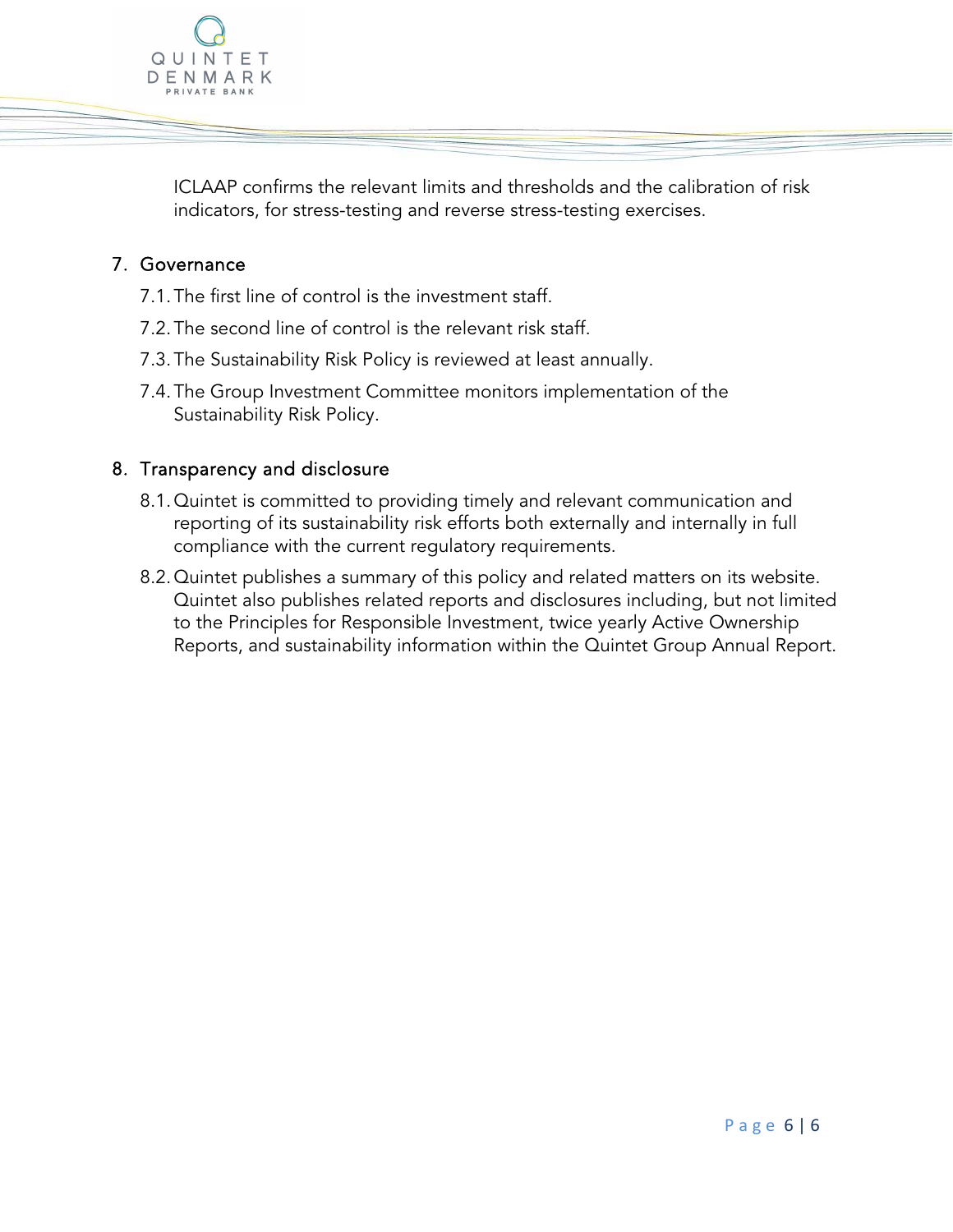ICLAAP confirms the relevant limits and thresholds and the calibration of risk indicators, for stress-testing and reverse stress-testing exercises.

## 7. Governance

7.1. The first line of control is the investment staff.

7.2. The second line of control is the relevant risk staff.

7.3. The Sustainability Risk Policy is reviewed at least annually.

7.4. The Group Investment Committee monitors implementation of the Sustainability Risk Policy.

## 8. Transparency and disclosure

8.1. Quintet is committed to providing timely and relevant communication and reporting of its sustainability risk efforts both externally and internally in full compliance with the current regulatory requirements.

8.2. Quintet publishes a summary of this policy and related matters on its website. Quintet also publishes related reports and disclosures including, but not limited to the Principles for Responsible Investment, twice yearly Active Ownership Reports, and sustainability information within the Quintet Group Annual Report.